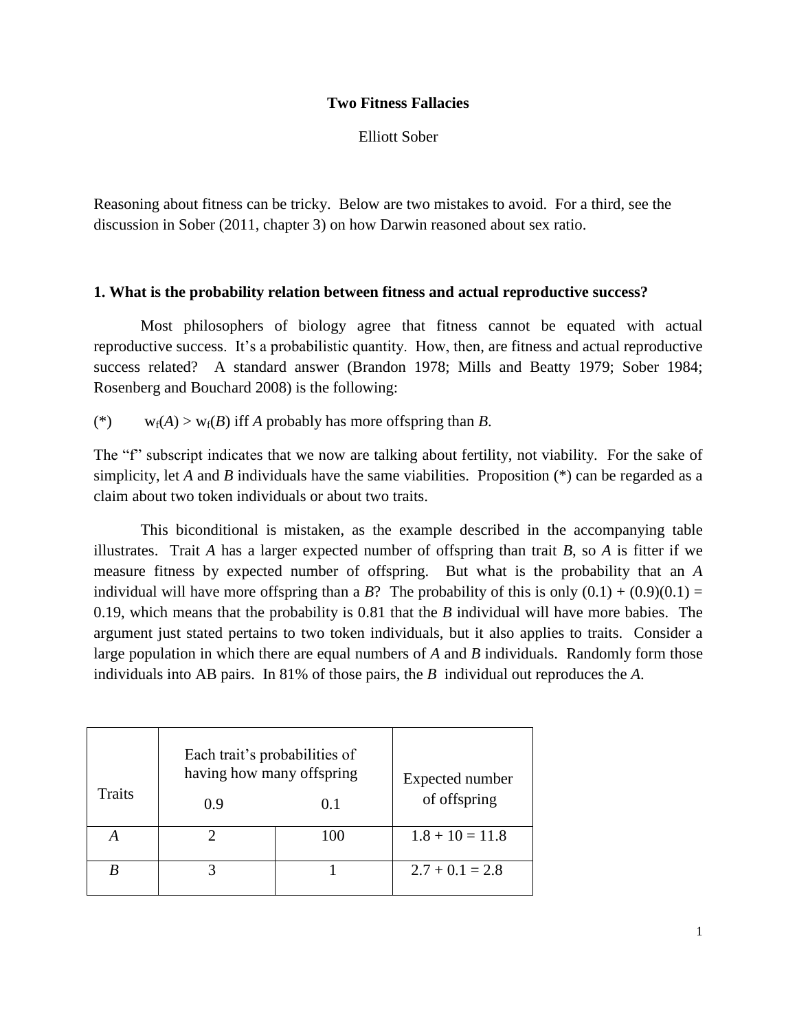# Two Fitness Fallacies

Elliott Sober

Reasoning about fitness can be tricky. Below are two mistakes to avoid. For a third, see the discussion in Sober (2011, chapter 3) on how Darwin reasoned about sex ratio.

## 1. What is the probability relation between fitness and actual reproductive success?

Most philosophers of biology agree that fitness cannot be equated with actual reproductive success. It's a probabilistic quantity. How, then, are fitness and actual reproductive success related? A standard answer (Brandon 1978; Mills and Beatty 1979; Sober 1984; Rosenberg and Bouchard 2008) is the following:

(*) $w_f(A) > w_f(B)$ iff *A* probably has more offspring than *B*.

The "f" subscript indicates that we now are talking about fertility, not viability. For the sake of simplicity, let *A* and *B* individuals have the same viabilities. Proposition (*) can be regarded as a claim about two token individuals or about two traits.

This biconditional is mistaken, as the example described in the accompanying table illustrates. Trait *A* has a larger expected number of offspring than trait *B*, so *A* is fitter if we measure fitness by expected number of offspring. But what is the probability that an *A* individual will have more offspring than a *B*? The probability of this is only $(0.1) + (0.9)(0.1) = 0.19$, which means that the probability is 0.81 that the *B* individual will have more babies. The argument just stated pertains to two token individuals, but it also applies to traits. Consider a large population in which there are equal numbers of *A* and *B* individuals. Randomly form those individuals into AB pairs. In 81% of those pairs, the *B* individual out reproduces the *A*.

| Traits | Each trait's probabilities of having how many offspring | | Expected number of offspring |
|---|---|---|---|
| | 0.9 | 0.1 | |
| *A* | 2 | 100 | 1.8 + 10 = 11.8 |
| *B* | 3 | 1 | 2.7 + 0.1 = 2.8 |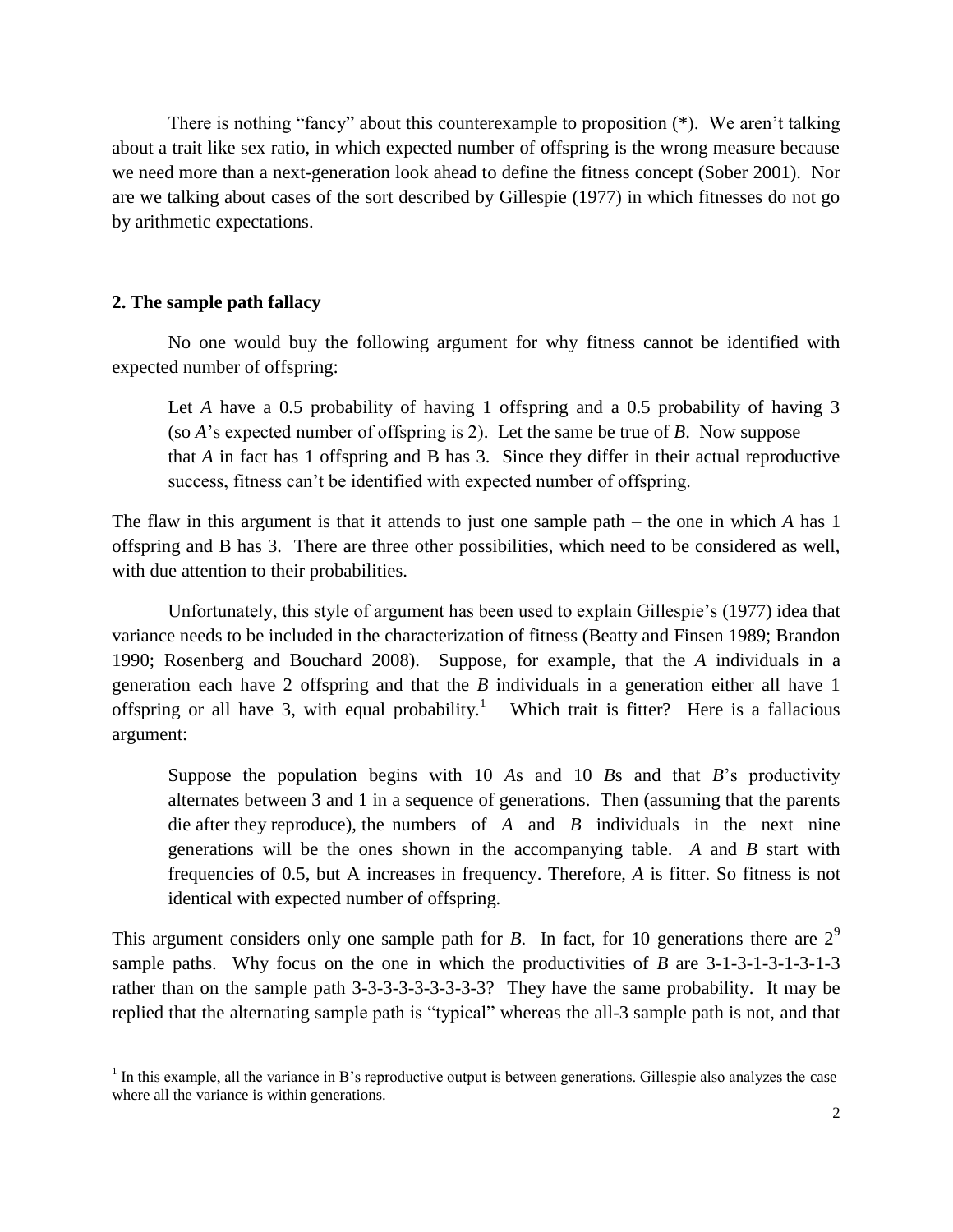There is nothing "fancy" about this counterexample to proposition (*). We aren't talking about a trait like sex ratio, in which expected number of offspring is the wrong measure because we need more than a next-generation look ahead to define the fitness concept (Sober 2001). Nor are we talking about cases of the sort described by Gillespie (1977) in which fitnesses do not go by arithmetic expectations.

## 2. The sample path fallacy

No one would buy the following argument for why fitness cannot be identified with expected number of offspring:

> Let *A* have a 0.5 probability of having 1 offspring and a 0.5 probability of having 3 (so *A*'s expected number of offspring is 2). Let the same be true of *B*. Now suppose that *A* in fact has 1 offspring and B has 3. Since they differ in their actual reproductive success, fitness can't be identified with expected number of offspring.

The flaw in this argument is that it attends to just one sample path – the one in which *A* has 1 offspring and B has 3. There are three other possibilities, which need to be considered as well, with due attention to their probabilities.

Unfortunately, this style of argument has been used to explain Gillespie's (1977) idea that variance needs to be included in the characterization of fitness (Beatty and Finsen 1989; Brandon 1990; Rosenberg and Bouchard 2008). Suppose, for example, that the *A* individuals in a generation each have 2 offspring and that the *B* individuals in a generation either all have 1 offspring or all have 3, with equal probability.[1] Which trait is fitter? Here is a fallacious argument:

> Suppose the population begins with 10 *A*s and 10 *B*s and that *B*'s productivity alternates between 3 and 1 in a sequence of generations. Then (assuming that the parents die after they reproduce), the numbers of *A* and *B* individuals in the next nine generations will be the ones shown in the accompanying table. *A* and *B* start with frequencies of 0.5, but A increases in frequency. Therefore, *A* is fitter. So fitness is not identical with expected number of offspring.

This argument considers only one sample path for *B*. In fact, for 10 generations there are $2^9$ sample paths. Why focus on the one in which the productivities of *B* are 3-1-3-1-3-1-3-1-3 rather than on the sample path 3-3-3-3-3-3-3-3-3? They have the same probability. It may be replied that the alternating sample path is "typical" whereas the all-3 sample path is not, and that

[1] In this example, all the variance in B's reproductive output is between generations. Gillespie also analyzes the case where all the variance is within generations.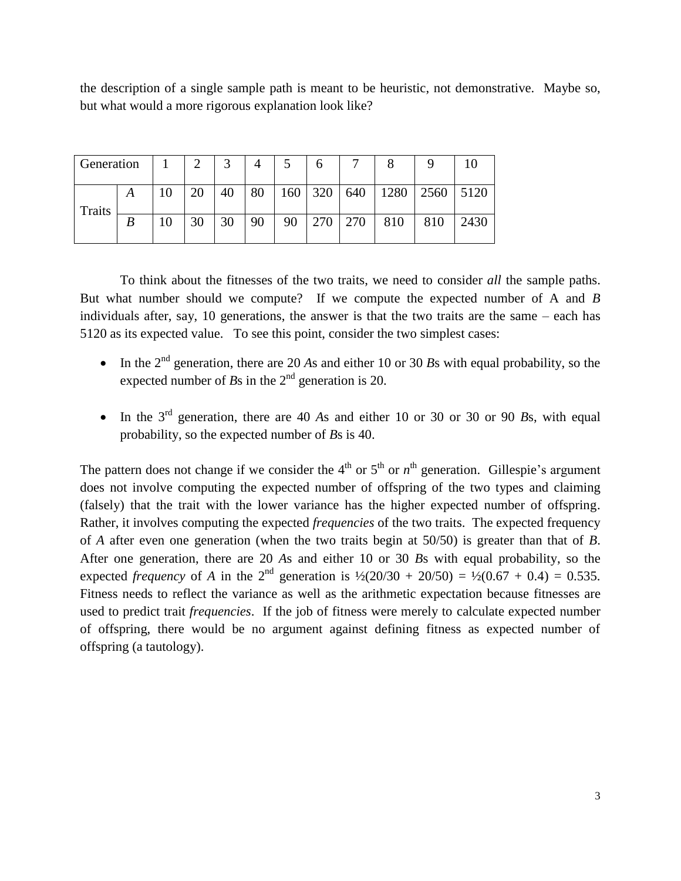the description of a single sample path is meant to be heuristic, not demonstrative. Maybe so, but what would a more rigorous explanation look like?

| Generation | | 1 | 2 | 3 | 4 | 5 | 6 | 7 | 8 | 9 | 10 |
|---|---|---|---|---|---|---|---|---|---|---|---|
| Traits | *A* | 10 | 20 | 40 | 80 | 160 | 320 | 640 | 1280 | 2560 | 5120 |
| | *B* | 10 | 30 | 30 | 90 | 90 | 270 | 270 | 810 | 810 | 2430 |

To think about the fitnesses of the two traits, we need to consider *all* the sample paths. But what number should we compute? If we compute the expected number of A and *B* individuals after, say, 10 generations, the answer is that the two traits are the same – each has 5120 as its expected value. To see this point, consider the two simplest cases:

- In the 2nd generation, there are 20 *A*s and either 10 or 30 *B*s with equal probability, so the expected number of *B*s in the 2nd generation is 20.
- In the 3rd generation, there are 40 *A*s and either 10 or 30 or 30 or 90 *B*s, with equal probability, so the expected number of *B*s is 40.

The pattern does not change if we consider the 4th or 5th or $n^{th}$ generation. Gillespie's argument does not involve computing the expected number of offspring of the two types and claiming (falsely) that the trait with the lower variance has the higher expected number of offspring. Rather, it involves computing the expected *frequencies* of the two traits. The expected frequency of *A* after even one generation (when the two traits begin at 50/50) is greater than that of *B*. After one generation, there are 20 *A*s and either 10 or 30 *B*s with equal probability, so the expected *frequency* of *A* in the 2nd generation is $\frac{1}{2}(20/30 + 20/50) = \frac{1}{2}(0.67 + 0.4) = 0.535$. Fitness needs to reflect the variance as well as the arithmetic expectation because fitnesses are used to predict trait *frequencies*. If the job of fitness were merely to calculate expected number of offspring, there would be no argument against defining fitness as expected number of offspring (a tautology).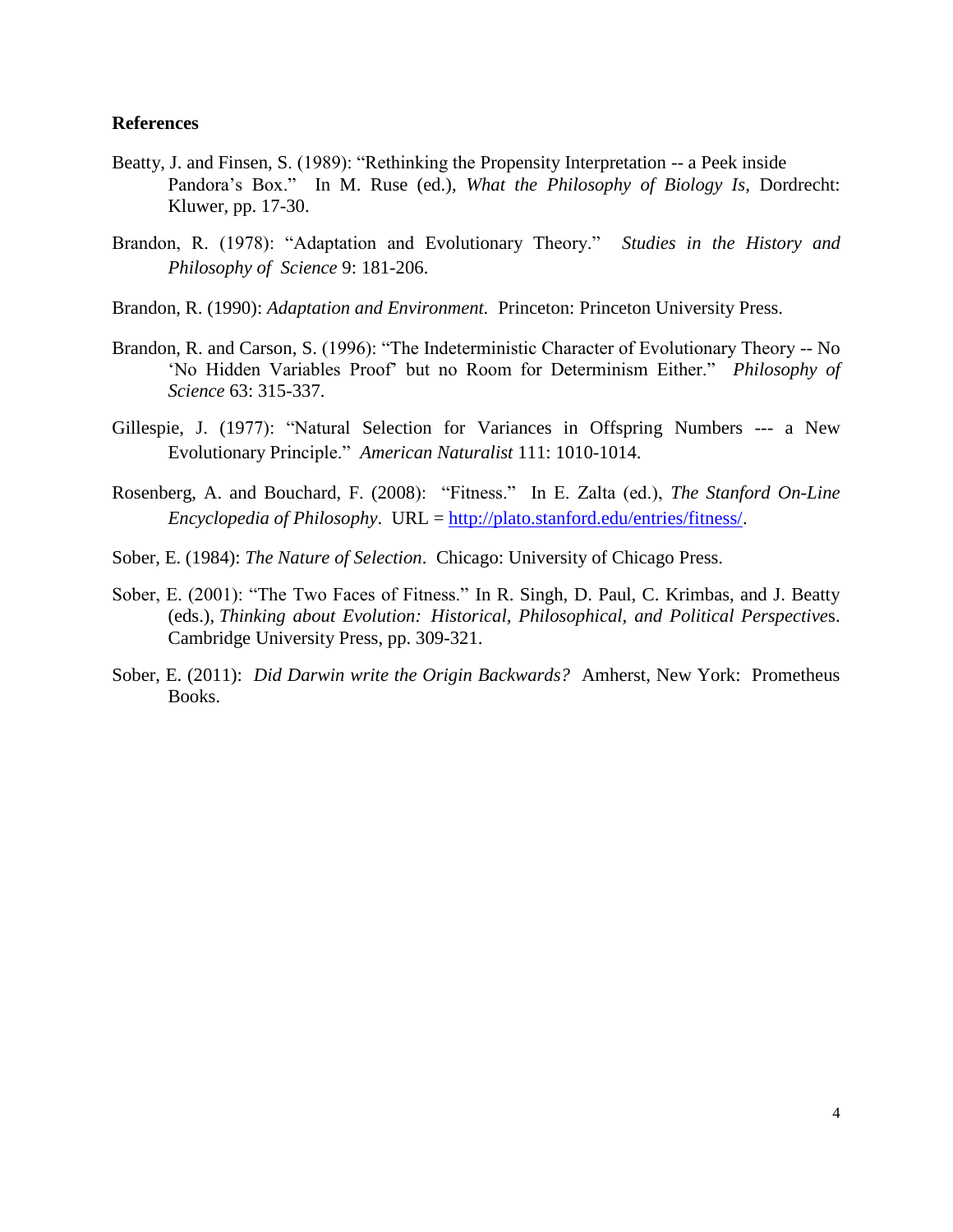**References**

Beatty, J. and Finsen, S. (1989): "Rethinking the Propensity Interpretation -- a Peek inside Pandora's Box." In M. Ruse (ed.), *What the Philosophy of Biology Is*, Dordrecht: Kluwer, pp. 17-30.

Brandon, R. (1978): "Adaptation and Evolutionary Theory." *Studies in the History and Philosophy of Science* 9: 181-206.

Brandon, R. (1990): *Adaptation and Environment.* Princeton: Princeton University Press.

Brandon, R. and Carson, S. (1996): "The Indeterministic Character of Evolutionary Theory -- No 'No Hidden Variables Proof' but no Room for Determinism Either." *Philosophy of Science* 63: 315-337.

Gillespie, J. (1977): "Natural Selection for Variances in Offspring Numbers --- a New Evolutionary Principle." *American Naturalist* 111: 1010-1014.

Rosenberg, A. and Bouchard, F. (2008): "Fitness." In E. Zalta (ed.), *The Stanford On-Line Encyclopedia of Philosophy*. URL = [http://plato.stanford.edu/entries/fitness/](http://plato.stanford.edu/entries/fitness/).

Sober, E. (1984): *The Nature of Selection*. Chicago: University of Chicago Press.

Sober, E. (2001): "The Two Faces of Fitness." In R. Singh, D. Paul, C. Krimbas, and J. Beatty (eds.), *Thinking about Evolution: Historical, Philosophical, and Political Perspectives*. Cambridge University Press, pp. 309-321.

Sober, E. (2011): *Did Darwin write the Origin Backwards?* Amherst, New York: Prometheus Books.